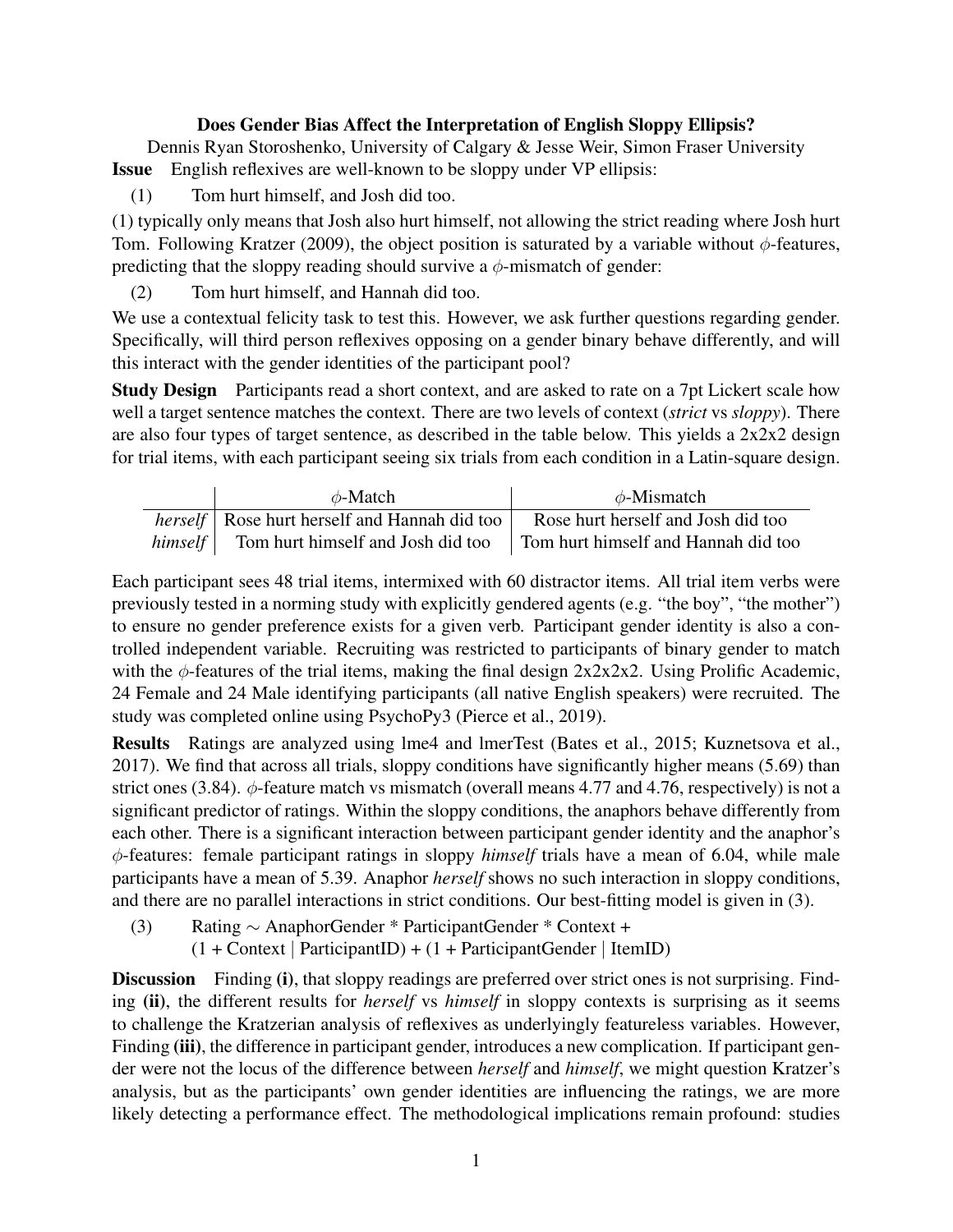# Does Gender Bias Affect the Interpretation of English Sloppy Ellipsis?

Dennis Ryan Storoshenko, University of Calgary & Jesse Weir, Simon Fraser University

**Issue** English reflexives are well-known to be sloppy under VP ellipsis:

(1) Tom hurt himself, and Josh did too.

(1) typically only means that Josh also hurt himself, not allowing the strict reading where Josh hurt Tom. Following Kratzer (2009), the object position is saturated by a variable without $\phi$-features, predicting that the sloppy reading should survive a $\phi$-mismatch of gender:

(2) Tom hurt himself, and Hannah did too.

We use a contextual felicity task to test this. However, we ask further questions regarding gender. Specifically, will third person reflexives opposing on a gender binary behave differently, and will this interact with the gender identities of the participant pool?

**Study Design** Participants read a short context, and are asked to rate on a 7pt Lickert scale how well a target sentence matches the context. There are two levels of context (*strict* vs *sloppy*). There are also four types of target sentence, as described in the table below. This yields a 2x2x2 design for trial items, with each participant seeing six trials from each condition in a Latin-square design.

| | $\phi$-Match | $\phi$-Mismatch |
|---|---|---|
| *herself* | Rose hurt herself and Hannah did too | Rose hurt herself and Josh did too |
| *himself* | Tom hurt himself and Josh did too | Tom hurt himself and Hannah did too |

Each participant sees 48 trial items, intermixed with 60 distractor items. All trial item verbs were previously tested in a norming study with explicitly gendered agents (e.g. "the boy", "the mother") to ensure no gender preference exists for a given verb. Participant gender identity is also a controlled independent variable. Recruiting was restricted to participants of binary gender to match with the $\phi$-features of the trial items, making the final design 2x2x2x2. Using Prolific Academic, 24 Female and 24 Male identifying participants (all native English speakers) were recruited. The study was completed online using PsychoPy3 (Pierce et al., 2019).

**Results** Ratings are analyzed using lme4 and lmerTest (Bates et al., 2015; Kuznetsova et al., 2017). We find that across all trials, sloppy conditions have significantly higher means (5.69) than strict ones (3.84). $\phi$-feature match vs mismatch (overall means 4.77 and 4.76, respectively) is not a significant predictor of ratings. Within the sloppy conditions, the anaphors behave differently from each other. There is a significant interaction between participant gender identity and the anaphor's $\phi$-features: female participant ratings in sloppy *himself* trials have a mean of 6.04, while male participants have a mean of 5.39. Anaphor *herself* shows no such interaction in sloppy conditions, and there are no parallel interactions in strict conditions. Our best-fitting model is given in (3).

(3) Rating ~ AnaphorGender * ParticipantGender * Context +
(1 + Context | ParticipantID) + (1 + ParticipantGender | ItemID)

**Discussion** Finding **(i)**, that sloppy readings are preferred over strict ones is not surprising. Finding **(ii)**, the different results for *herself* vs *himself* in sloppy contexts is surprising as it seems to challenge the Kratzerian analysis of reflexives as underlyingly featureless variables. However, Finding **(iii)**, the difference in participant gender, introduces a new complication. If participant gender were not the locus of the difference between *herself* and *himself*, we might question Kratzer's analysis, but as the participants' own gender identities are influencing the ratings, we are more likely detecting a performance effect. The methodological implications remain profound: studies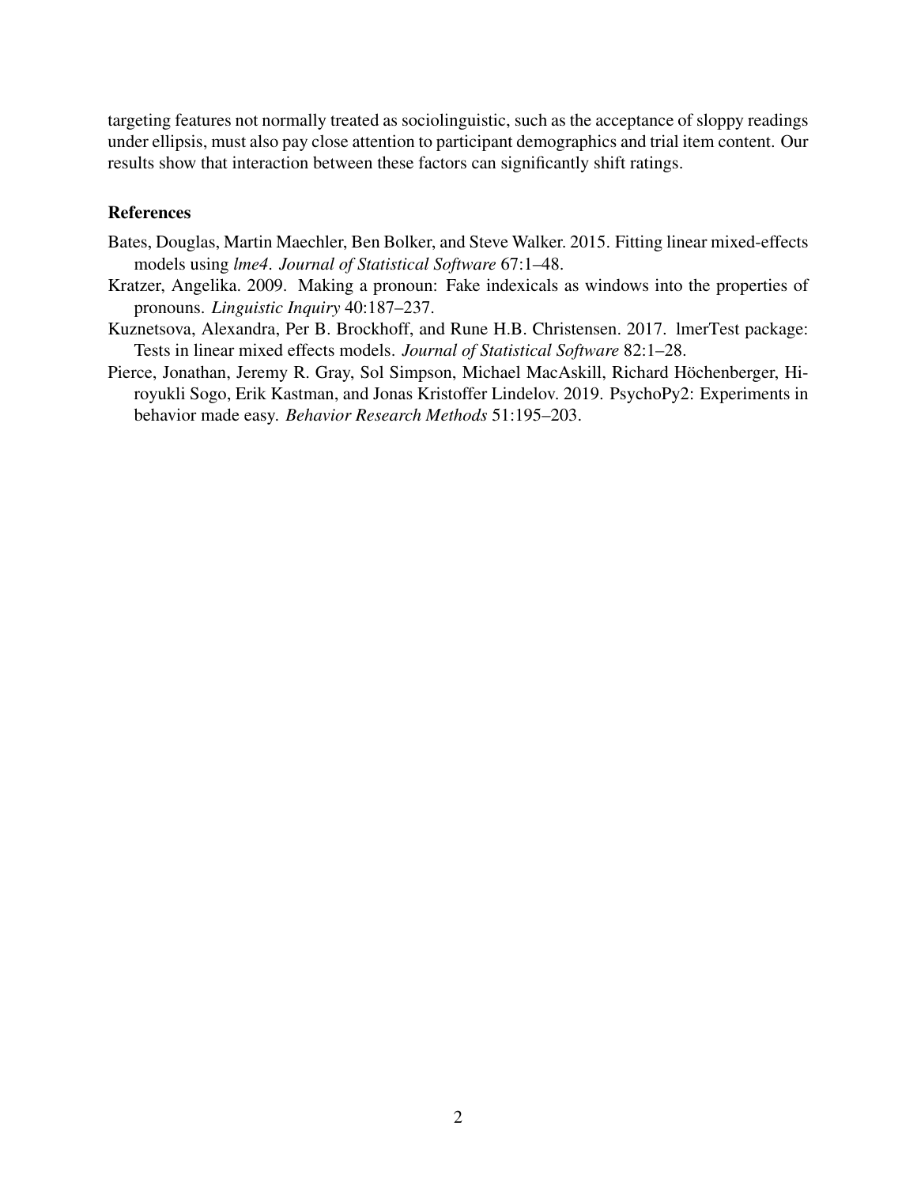targeting features not normally treated as sociolinguistic, such as the acceptance of sloppy readings under ellipsis, must also pay close attention to participant demographics and trial item content. Our results show that interaction between these factors can significantly shift ratings.

### References

Bates, Douglas, Martin Maechler, Ben Bolker, and Steve Walker. 2015. Fitting linear mixed-effects models using *lme4*. *Journal of Statistical Software* 67:1–48.

Kratzer, Angelika. 2009. Making a pronoun: Fake indexicals as windows into the properties of pronouns. *Linguistic Inquiry* 40:187–237.

Kuznetsova, Alexandra, Per B. Brockhoff, and Rune H.B. Christensen. 2017. lmerTest package: Tests in linear mixed effects models. *Journal of Statistical Software* 82:1–28.

Pierce, Jonathan, Jeremy R. Gray, Sol Simpson, Michael MacAskill, Richard Höchenberger, Hiroyukli Sogo, Erik Kastman, and Jonas Kristoffer Lindelov. 2019. PsychoPy2: Experiments in behavior made easy. *Behavior Research Methods* 51:195–203.